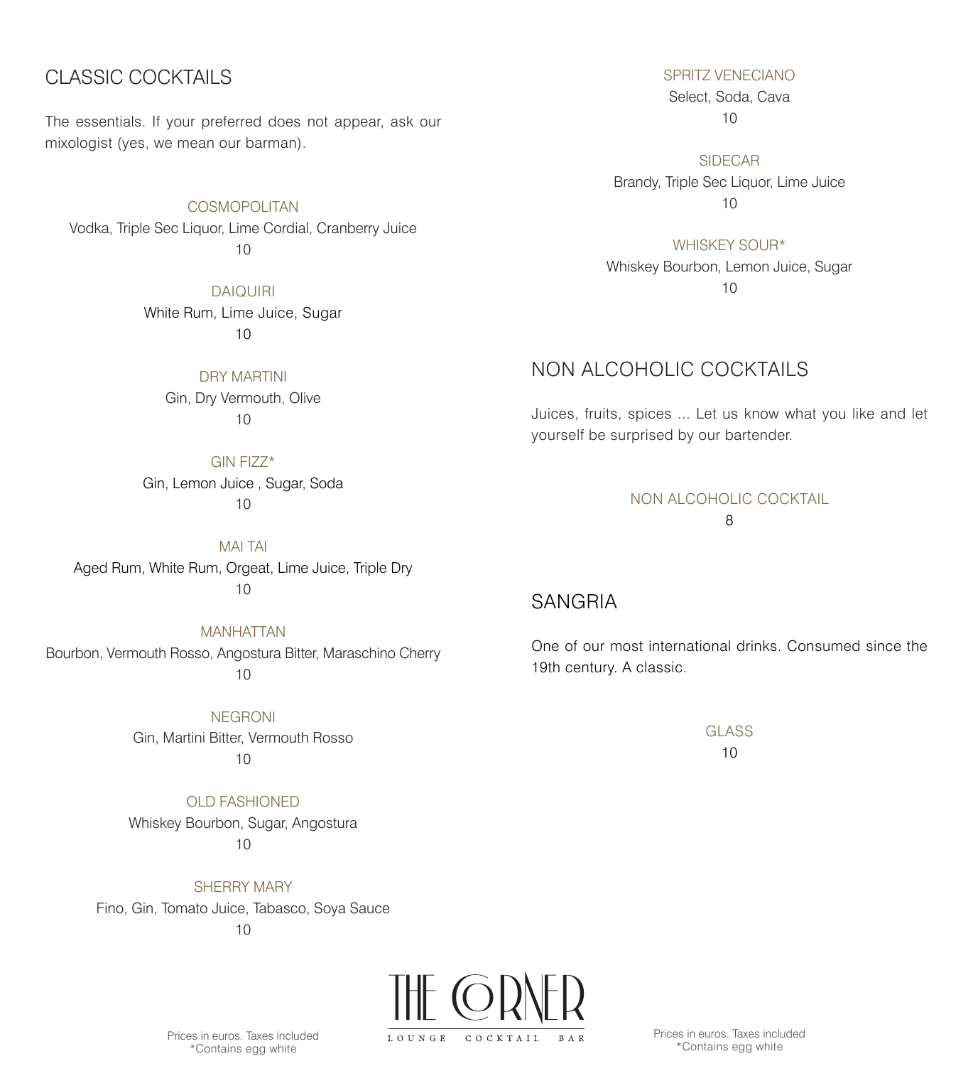## CLASSIC COCKTAILS

The essentials. If your preferred does not appear, ask our mixologist (yes, we mean our barman).

### COSMOPOLITAN
Vodka, Triple Sec Liquor, Lime Cordial, Cranberry Juice
10

### DAIQUIRI
White Rum, Lime Juice, Sugar
10

### DRY MARTINI
Gin, Dry Vermouth, Olive
10

### GIN FIZZ*
Gin, Lemon Juice , Sugar, Soda
10

### MAI TAI
Aged Rum, White Rum, Orgeat, Lime Juice, Triple Dry
10

### MANHATTAN
Bourbon, Vermouth Rosso, Angostura Bitter, Maraschino Cherry
10

### NEGRONI
Gin, Martini Bitter, Vermouth Rosso
10

### OLD FASHIONED
Whiskey Bourbon, Sugar, Angostura
10

### SHERRY MARY
Fino, Gin, Tomato Juice, Tabasco, Soya Sauce
10

### SPRITZ VENECIANO
Select, Soda, Cava
10

### SIDECAR
Brandy, Triple Sec Liquor, Lime Juice
10

### WHISKEY SOUR*
Whiskey Bourbon, Lemon Juice, Sugar
10

## NON ALCOHOLIC COCKTAILS

Juices, fruits, spices ... Let us know what you like and let yourself be surprised by our bartender.

### NON ALCOHOLIC COCKTAIL
8

## SANGRIA

One of our most international drinks. Consumed since the 19th century. A classic.

### GLASS
10

THE CORNER
LOUNGE COCKTAIL BAR

Prices in euros. Taxes included
*Contains egg white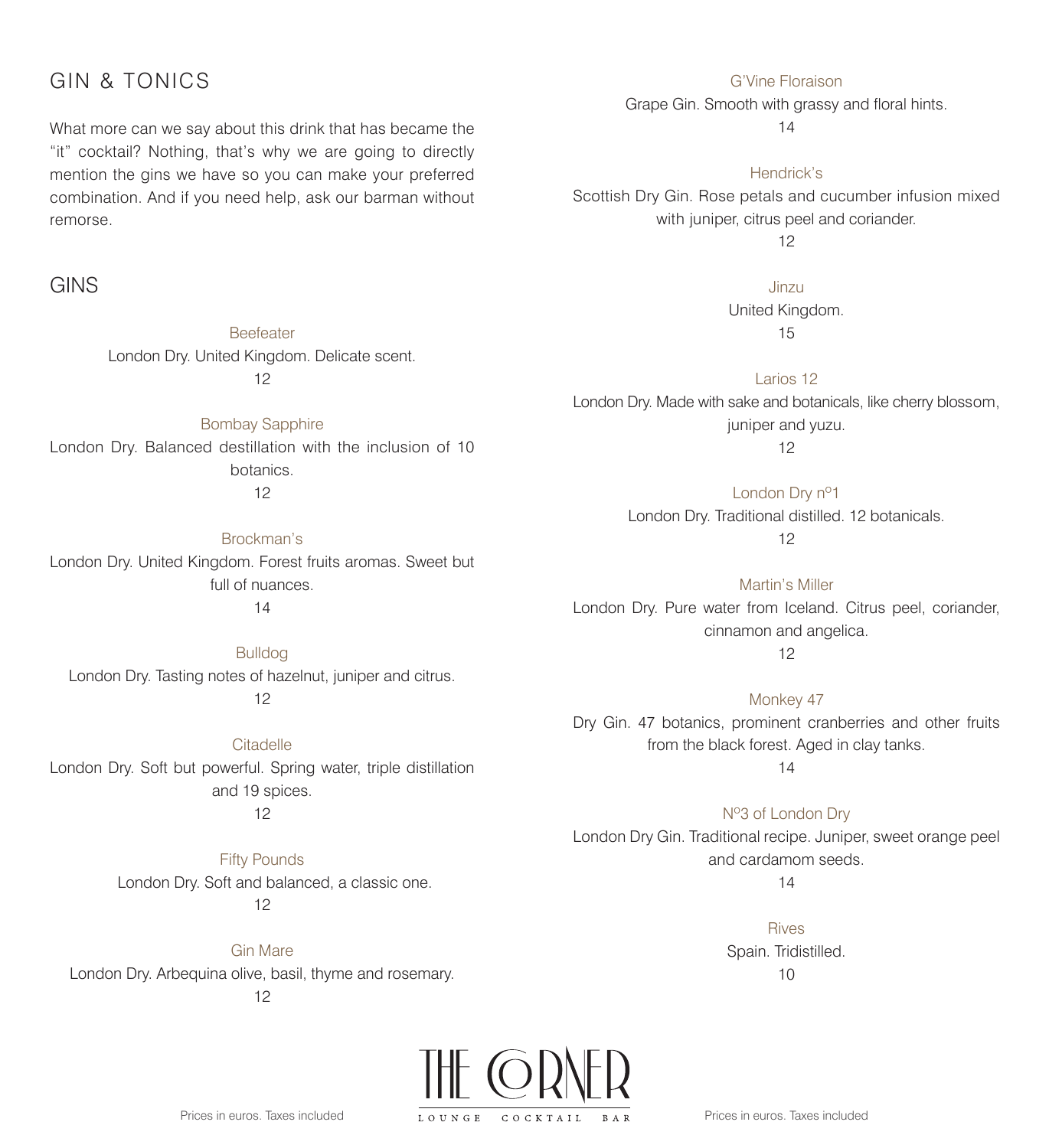## GIN & TONICS

What more can we say about this drink that has became the "it" cocktail? Nothing, that's why we are going to directly mention the gins we have so you can make your preferred combination. And if you need help, ask our barman without remorse.

## GINS

**Beefeater**
London Dry. United Kingdom. Delicate scent.
12

**Bombay Sapphire**
London Dry. Balanced destillation with the inclusion of 10 botanics.
12

**Brockman's**
London Dry. United Kingdom. Forest fruits aromas. Sweet but full of nuances.
14

**Bulldog**
London Dry. Tasting notes of hazelnut, juniper and citrus.
12

**Citadelle**
London Dry. Soft but powerful. Spring water, triple distillation and 19 spices.
12

**Fifty Pounds**
London Dry. Soft and balanced, a classic one.
12

**Gin Mare**
London Dry. Arbequina olive, basil, thyme and rosemary.
12

**G'Vine Floraison**
Grape Gin. Smooth with grassy and floral hints.
14

**Hendrick's**
Scottish Dry Gin. Rose petals and cucumber infusion mixed with juniper, citrus peel and coriander.
12

**Jinzu**
United Kingdom.
15

**Larios 12**
London Dry. Made with sake and botanicals, like cherry blossom, juniper and yuzu.
12

**London Dry nº1**
London Dry. Traditional distilled. 12 botanicals.
12

**Martin's Miller**
London Dry. Pure water from Iceland. Citrus peel, coriander, cinnamon and angelica.
12

**Monkey 47**
Dry Gin. 47 botanics, prominent cranberries and other fruits from the black forest. Aged in clay tanks.
14

**Nº3 of London Dry**
London Dry Gin. Traditional recipe. Juniper, sweet orange peel and cardamom seeds.
14

**Rives**
Spain. Tridistilled.
10

THE CORNER
LOUNGE COCKTAIL BAR

Prices in euros. Taxes included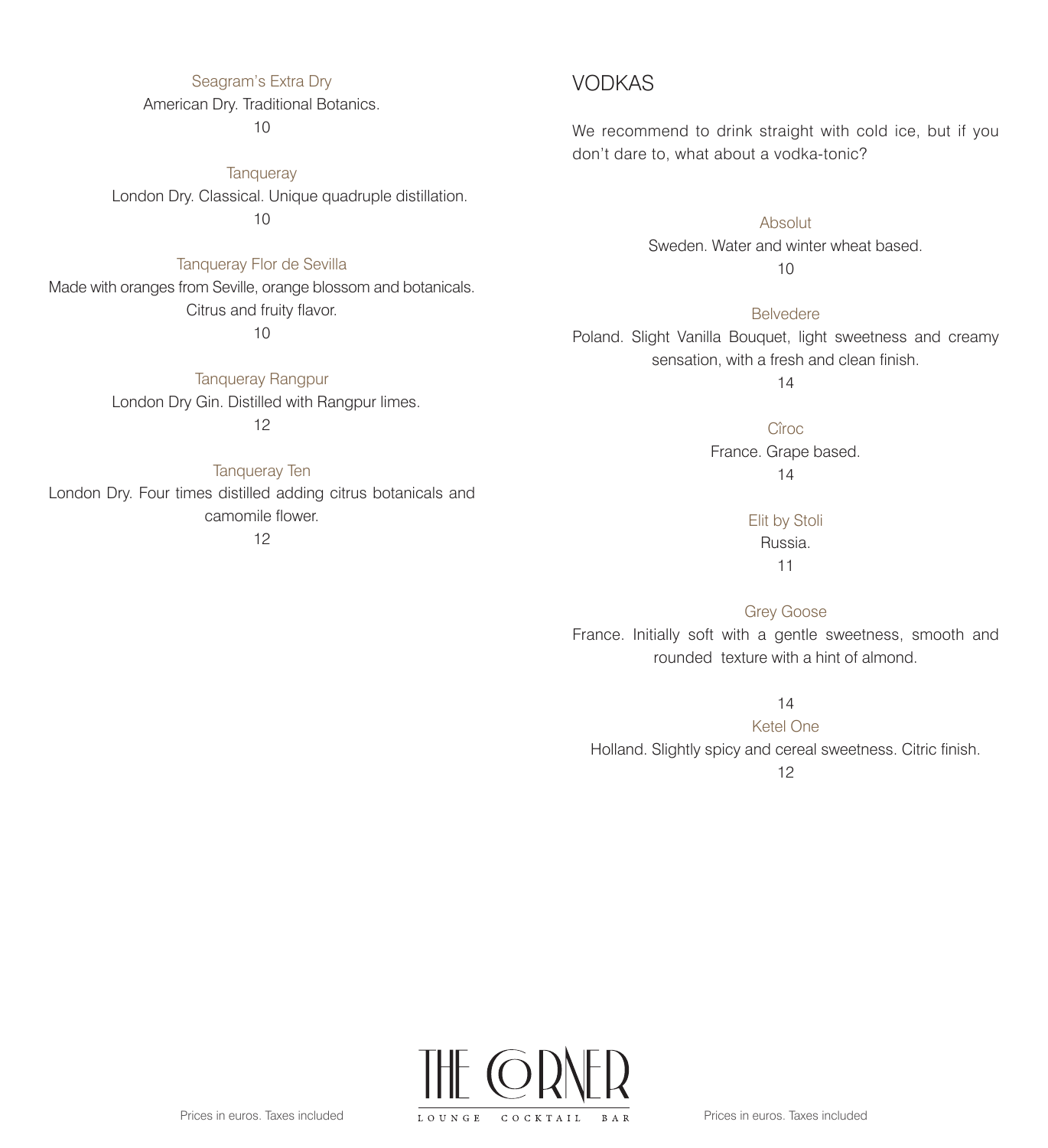Seagram's Extra Dry

American Dry. Traditional Botanics.

10

Tanqueray

London Dry. Classical. Unique quadruple distillation.

10

Tanqueray Flor de Sevilla

Made with oranges from Seville, orange blossom and botanicals. Citrus and fruity flavor.

10

Tanqueray Rangpur

London Dry Gin. Distilled with Rangpur limes.

12

Tanqueray Ten

London Dry. Four times distilled adding citrus botanicals and camomile flower.

12

## VODKAS

We recommend to drink straight with cold ice, but if you don't dare to, what about a vodka-tonic?

Absolut

Sweden. Water and winter wheat based.

10

Belvedere

Poland. Slight Vanilla Bouquet, light sweetness and creamy sensation, with a fresh and clean finish.

14

Cîroc

France. Grape based.

14

Elit by Stoli

Russia.

11

Grey Goose

France. Initially soft with a gentle sweetness, smooth and rounded texture with a hint of almond.

14

Ketel One

Holland. Slightly spicy and cereal sweetness. Citric finish.

12

Prices in euros. Taxes included

THE CORNER

LOUNGE COCKTAIL BAR

Prices in euros. Taxes included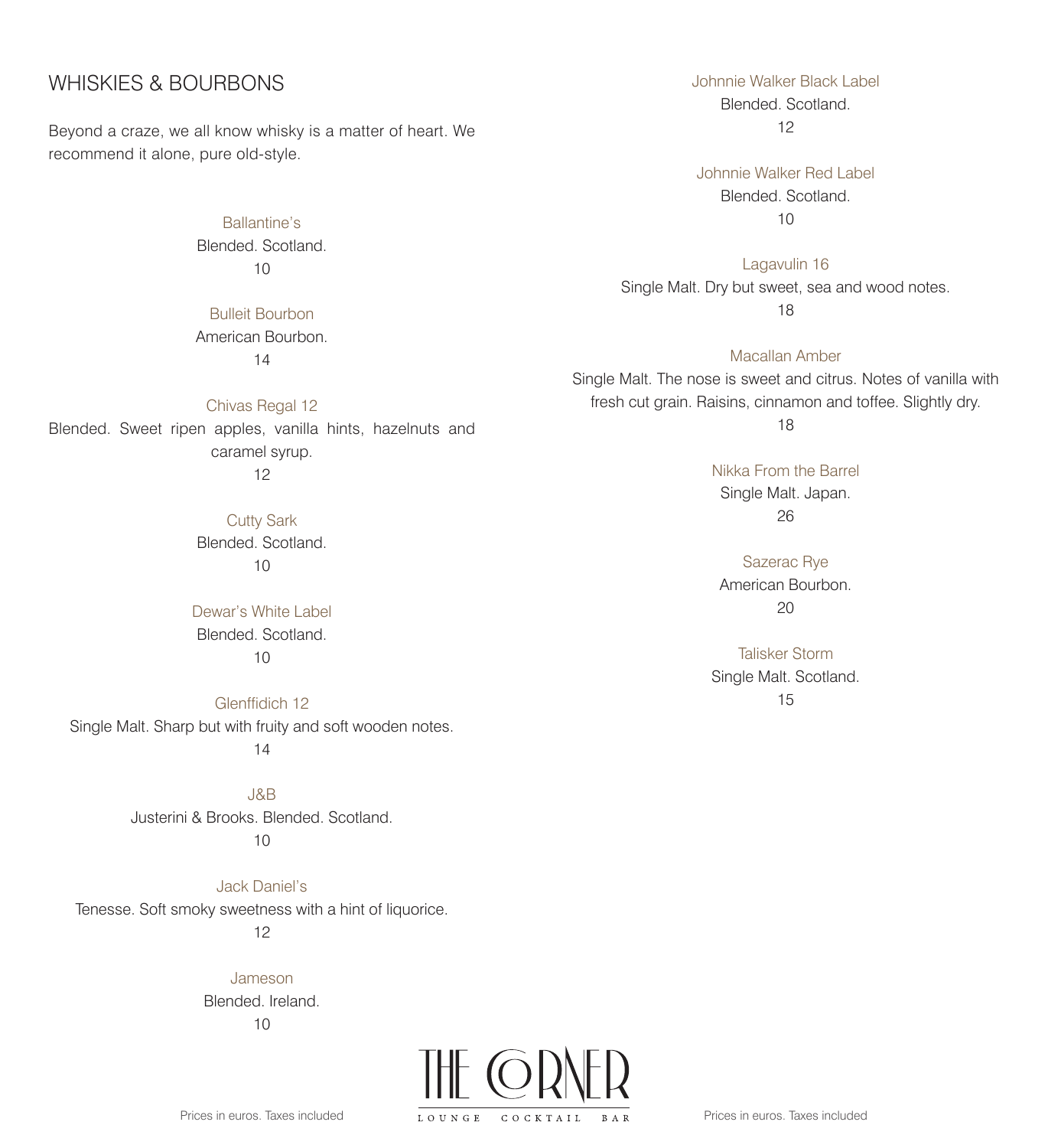# WHISKIES & BOURBONS

Beyond a craze, we all know whisky is a matter of heart. We recommend it alone, pure old-style.

### Ballantine's
Blended. Scotland.
10

### Bulleit Bourbon
American Bourbon.
14

### Chivas Regal 12
Blended. Sweet ripen apples, vanilla hints, hazelnuts and caramel syrup.
12

### Cutty Sark
Blended. Scotland.
10

### Dewar's White Label
Blended. Scotland.
10

### Glenffidich 12
Single Malt. Sharp but with fruity and soft wooden notes.
14

### J&B
Justerini & Brooks. Blended. Scotland.
10

### Jack Daniel's
Tenesse. Soft smoky sweetness with a hint of liquorice.
12

### Jameson
Blended. Ireland.
10

### Johnnie Walker Black Label
Blended. Scotland.
12

### Johnnie Walker Red Label
Blended. Scotland.
10

### Lagavulin 16
Single Malt. Dry but sweet, sea and wood notes.
18

### Macallan Amber
Single Malt. The nose is sweet and citrus. Notes of vanilla with fresh cut grain. Raisins, cinnamon and toffee. Slightly dry.
18

### Nikka From the Barrel
Single Malt. Japan.
26

### Sazerac Rye
American Bourbon.
20

### Talisker Storm
Single Malt. Scotland.
15

THE CORNER
LOUNGE COCKTAIL BAR

Prices in euros. Taxes included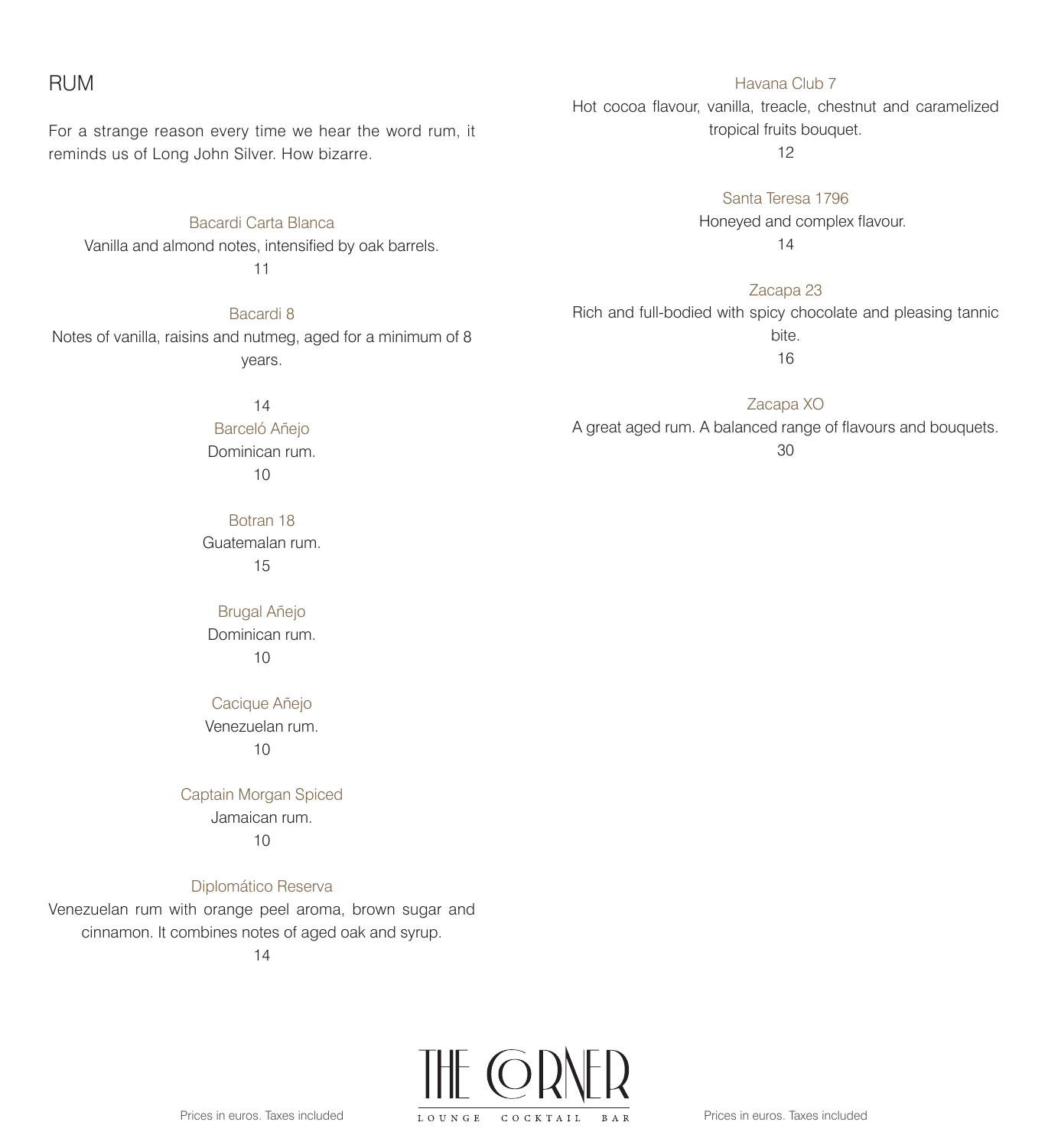## RUM

For a strange reason every time we hear the word rum, it reminds us of Long John Silver. How bizarre.

### Bacardi Carta Blanca

Vanilla and almond notes, intensified by oak barrels.

11

### Bacardi 8

Notes of vanilla, raisins and nutmeg, aged for a minimum of 8 years.

14

### Barceló Añejo

Dominican rum.

10

### Botran 18

Guatemalan rum.

15

### Brugal Añejo

Dominican rum.

10

### Cacique Añejo

Venezuelan rum.

10

### Captain Morgan Spiced

Jamaican rum.

10

### Diplomático Reserva

Venezuelan rum with orange peel aroma, brown sugar and cinnamon. It combines notes of aged oak and syrup.

14

### Havana Club 7

Hot cocoa flavour, vanilla, treacle, chestnut and caramelized tropical fruits bouquet.

12

### Santa Teresa 1796

Honeyed and complex flavour.

14

### Zacapa 23

Rich and full-bodied with spicy chocolate and pleasing tannic bite.

16

### Zacapa XO

A great aged rum. A balanced range of flavours and bouquets.

30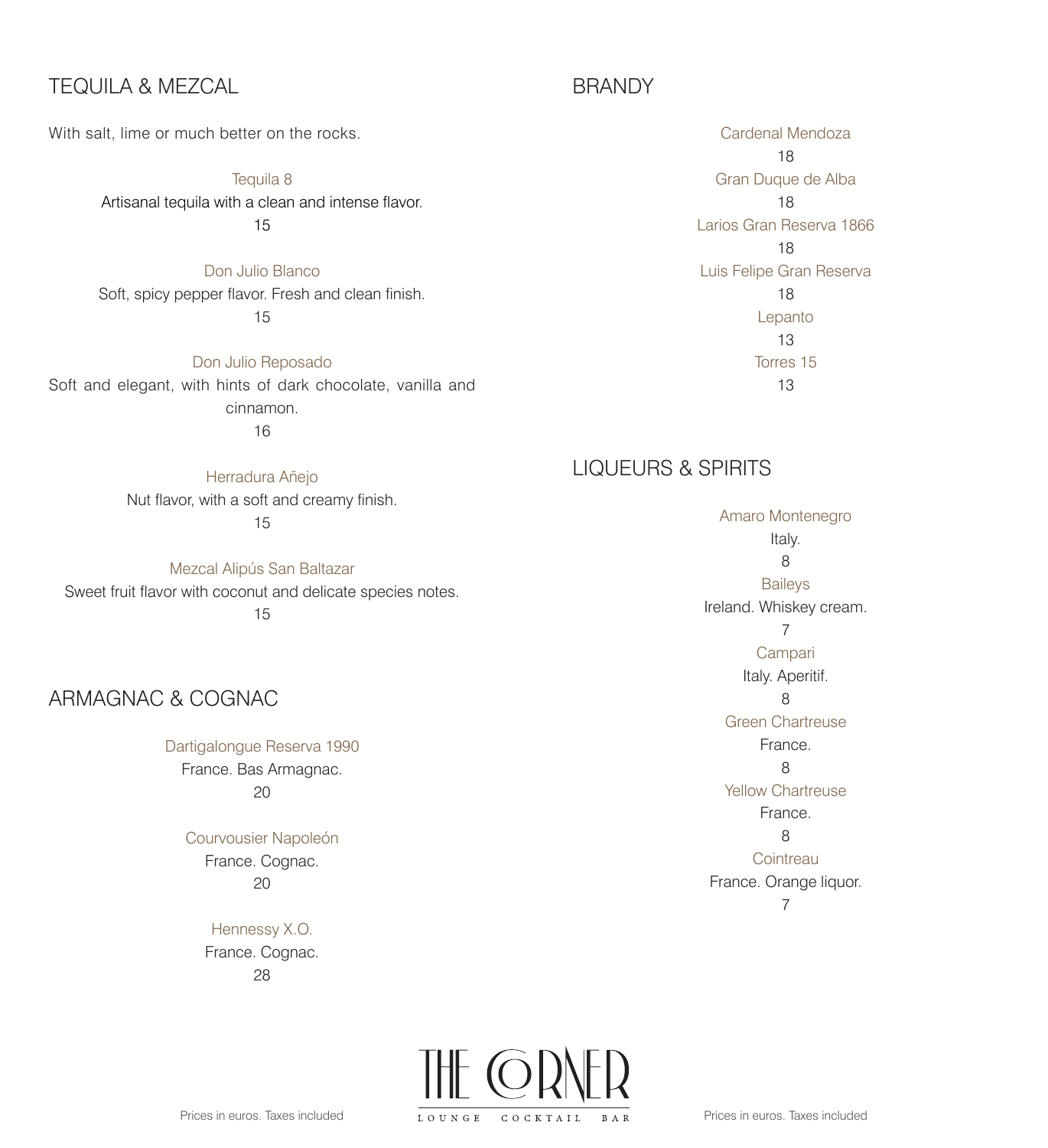## TEQUILA & MEZCAL

With salt, lime or much better on the rocks.

Tequila 8
Artisanal tequila with a clean and intense flavor.
15

Don Julio Blanco
Soft, spicy pepper flavor. Fresh and clean finish.
15

Don Julio Reposado
Soft and elegant, with hints of dark chocolate, vanilla and cinnamon.
16

Herradura Añejo
Nut flavor, with a soft and creamy finish.
15

Mezcal Alipús San Baltazar
Sweet fruit flavor with coconut and delicate species notes.
15

## ARMAGNAC & COGNAC

Dartigalongue Reserva 1990
France. Bas Armagnac.
20

Courvousier Napoleón
France. Cognac.
20

Hennessy X.O.
France. Cognac.
28

## BRANDY

Cardenal Mendoza
18

Gran Duque de Alba
18

Larios Gran Reserva 1866
18

Luis Felipe Gran Reserva
18

Lepanto
13

Torres 15
13

## LIQUEURS & SPIRITS

Amaro Montenegro
Italy.
8

Baileys
Ireland. Whiskey cream.
7

Campari
Italy. Aperitif.
8

Green Chartreuse
France.
8

Yellow Chartreuse
France.
8

Cointreau
France. Orange liquor.
7

Prices in euros. Taxes included

THE CORNER
LOUNGE COCKTAIL BAR

Prices in euros. Taxes included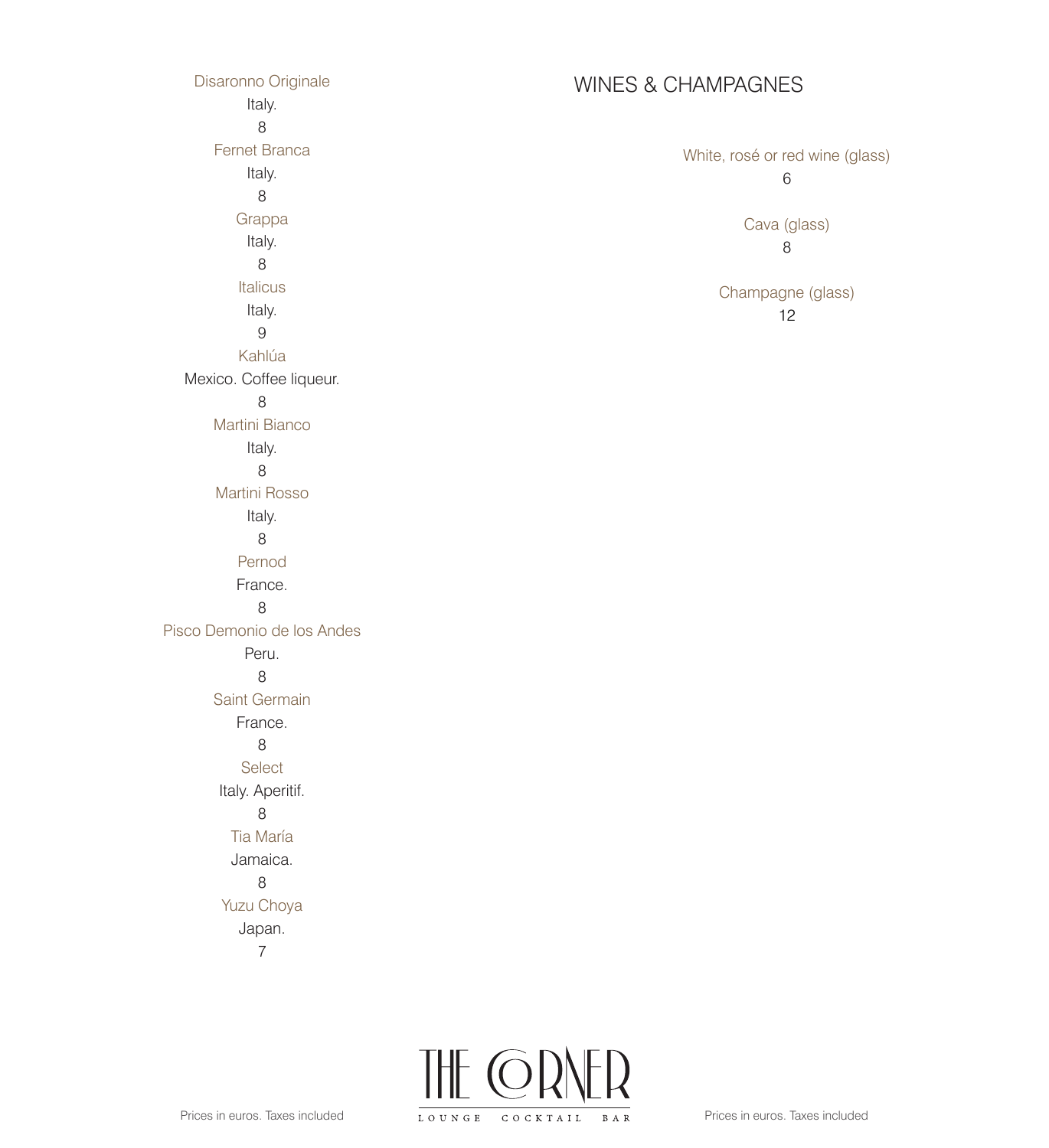Disaronno Originale

Italy.

8

Fernet Branca

Italy.

8

Grappa

Italy.

8

Italicus

Italy.

9

Kahlúa

Mexico. Coffee liqueur.

8

Martini Bianco

Italy.

8

Martini Rosso

Italy.

8

Pernod

France.

8

Pisco Demonio de los Andes

Peru.

8

Saint Germain

France.

8

Select

Italy. Aperitif.

8

Tia María

Jamaica.

8

Yuzu Choya

Japan.

7

Prices in euros. Taxes included

## WINES & CHAMPAGNES

White, rosé or red wine (glass)

6

Cava (glass)

8

Champagne (glass)

12

Prices in euros. Taxes included

THE CORNER

LOUNGE COCKTAIL BAR